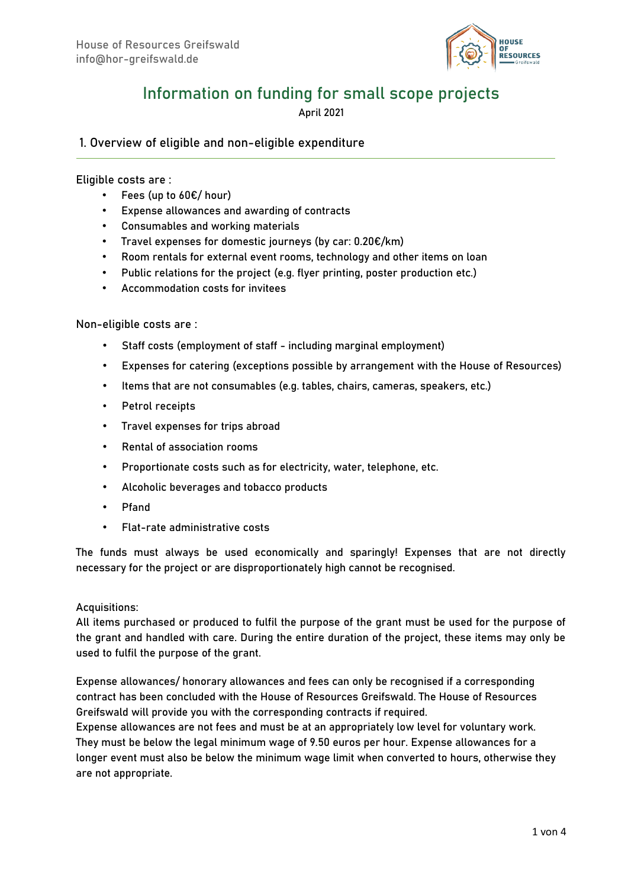House of Resources Greifswald
info@hor-greifswald.de

# Information on funding for small scope projects

April 2021

## 1. Overview of eligible and non-eligible expenditure

Eligible costs are :

- Fees (up to 60€/ hour)
- Expense allowances and awarding of contracts
- Consumables and working materials
- Travel expenses for domestic journeys (by car: 0.20€/km)
- Room rentals for external event rooms, technology and other items on loan
- Public relations for the project (e.g. flyer printing, poster production etc.)
- Accommodation costs for invitees

Non-eligible costs are :

- Staff costs (employment of staff - including marginal employment)
- Expenses for catering (exceptions possible by arrangement with the House of Resources)
- Items that are not consumables (e.g. tables, chairs, cameras, speakers, etc.)
- Petrol receipts
- Travel expenses for trips abroad
- Rental of association rooms
- Proportionate costs such as for electricity, water, telephone, etc.
- Alcoholic beverages and tobacco products
- Pfand
- Flat-rate administrative costs

The funds must always be used economically and sparingly! Expenses that are not directly necessary for the project or are disproportionately high cannot be recognised.

Acquisitions:
All items purchased or produced to fulfil the purpose of the grant must be used for the purpose of the grant and handled with care. During the entire duration of the project, these items may only be used to fulfil the purpose of the grant.

Expense allowances/ honorary allowances and fees can only be recognised if a corresponding contract has been concluded with the House of Resources Greifswald. The House of Resources Greifswald will provide you with the corresponding contracts if required.
Expense allowances are not fees and must be at an appropriately low level for voluntary work. They must be below the legal minimum wage of 9.50 euros per hour. Expense allowances for a longer event must also be below the minimum wage limit when converted to hours, otherwise they are not appropriate.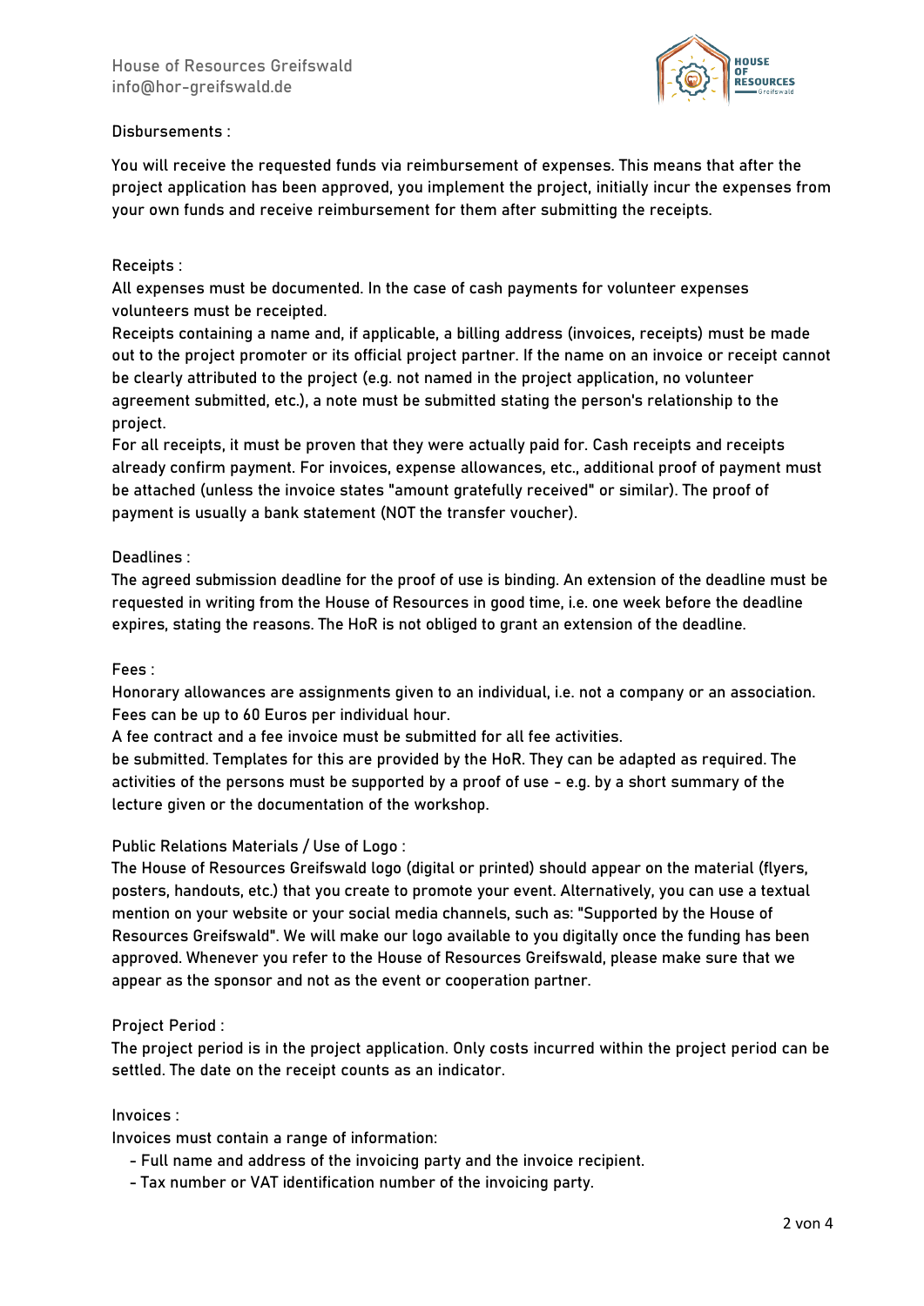Disbursements :

You will receive the requested funds via reimbursement of expenses. This means that after the project application has been approved, you implement the project, initially incur the expenses from your own funds and receive reimbursement for them after submitting the receipts.

Receipts :

All expenses must be documented. In the case of cash payments for volunteer expenses volunteers must be receipted.

Receipts containing a name and, if applicable, a billing address (invoices, receipts) must be made out to the project promoter or its official project partner. If the name on an invoice or receipt cannot be clearly attributed to the project (e.g. not named in the project application, no volunteer agreement submitted, etc.), a note must be submitted stating the person's relationship to the project.

For all receipts, it must be proven that they were actually paid for. Cash receipts and receipts already confirm payment. For invoices, expense allowances, etc., additional proof of payment must be attached (unless the invoice states "amount gratefully received" or similar). The proof of payment is usually a bank statement (NOT the transfer voucher).

Deadlines :

The agreed submission deadline for the proof of use is binding. An extension of the deadline must be requested in writing from the House of Resources in good time, i.e. one week before the deadline expires, stating the reasons. The HoR is not obliged to grant an extension of the deadline.

Fees :

Honorary allowances are assignments given to an individual, i.e. not a company or an association. Fees can be up to 60 Euros per individual hour.

A fee contract and a fee invoice must be submitted for all fee activities.

be submitted. Templates for this are provided by the HoR. They can be adapted as required. The activities of the persons must be supported by a proof of use - e.g. by a short summary of the lecture given or the documentation of the workshop.

Public Relations Materials / Use of Logo :

The House of Resources Greifswald logo (digital or printed) should appear on the material (flyers, posters, handouts, etc.) that you create to promote your event. Alternatively, you can use a textual mention on your website or your social media channels, such as: "Supported by the House of Resources Greifswald". We will make our logo available to you digitally once the funding has been approved. Whenever you refer to the House of Resources Greifswald, please make sure that we appear as the sponsor and not as the event or cooperation partner.

Project Period :

The project period is in the project application. Only costs incurred within the project period can be settled. The date on the receipt counts as an indicator.

Invoices :

Invoices must contain a range of information:

- Full name and address of the invoicing party and the invoice recipient.
- Tax number or VAT identification number of the invoicing party.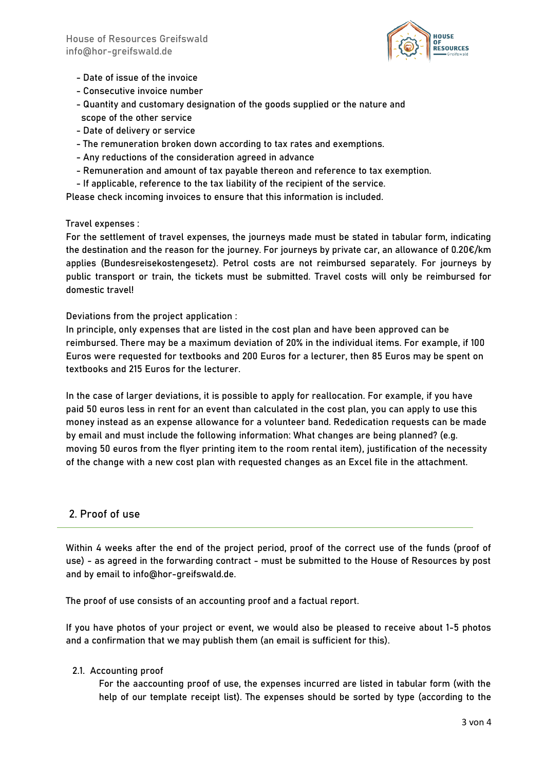- Date of issue of the invoice
- Consecutive invoice number
- Quantity and customary designation of the goods supplied or the nature and scope of the other service
- Date of delivery or service
- The remuneration broken down according to tax rates and exemptions.
- Any reductions of the consideration agreed in advance
- Remuneration and amount of tax payable thereon and reference to tax exemption.
- If applicable, reference to the tax liability of the recipient of the service.

Please check incoming invoices to ensure that this information is included.

Travel expenses :

For the settlement of travel expenses, the journeys made must be stated in tabular form, indicating the destination and the reason for the journey. For journeys by private car, an allowance of 0.20€/km applies (Bundesreisekostengesetz). Petrol costs are not reimbursed separately. For journeys by public transport or train, the tickets must be submitted. Travel costs will only be reimbursed for domestic travel!

Deviations from the project application :

In principle, only expenses that are listed in the cost plan and have been approved can be reimbursed. There may be a maximum deviation of 20% in the individual items. For example, if 100 Euros were requested for textbooks and 200 Euros for a lecturer, then 85 Euros may be spent on textbooks and 215 Euros for the lecturer.

In the case of larger deviations, it is possible to apply for reallocation. For example, if you have paid 50 euros less in rent for an event than calculated in the cost plan, you can apply to use this money instead as an expense allowance for a volunteer band. Rededication requests can be made by email and must include the following information: What changes are being planned? (e.g. moving 50 euros from the flyer printing item to the room rental item), justification of the necessity of the change with a new cost plan with requested changes as an Excel file in the attachment.

## 2. Proof of use

Within 4 weeks after the end of the project period, proof of the correct use of the funds (proof of use) - as agreed in the forwarding contract - must be submitted to the House of Resources by post and by email to info@hor-greifswald.de.

The proof of use consists of an accounting proof and a factual report.

If you have photos of your project or event, we would also be pleased to receive about 1-5 photos and a confirmation that we may publish them (an email is sufficient for this).

### 2.1. Accounting proof

For the aaccounting proof of use, the expenses incurred are listed in tabular form (with the help of our template receipt list). The expenses should be sorted by type (according to the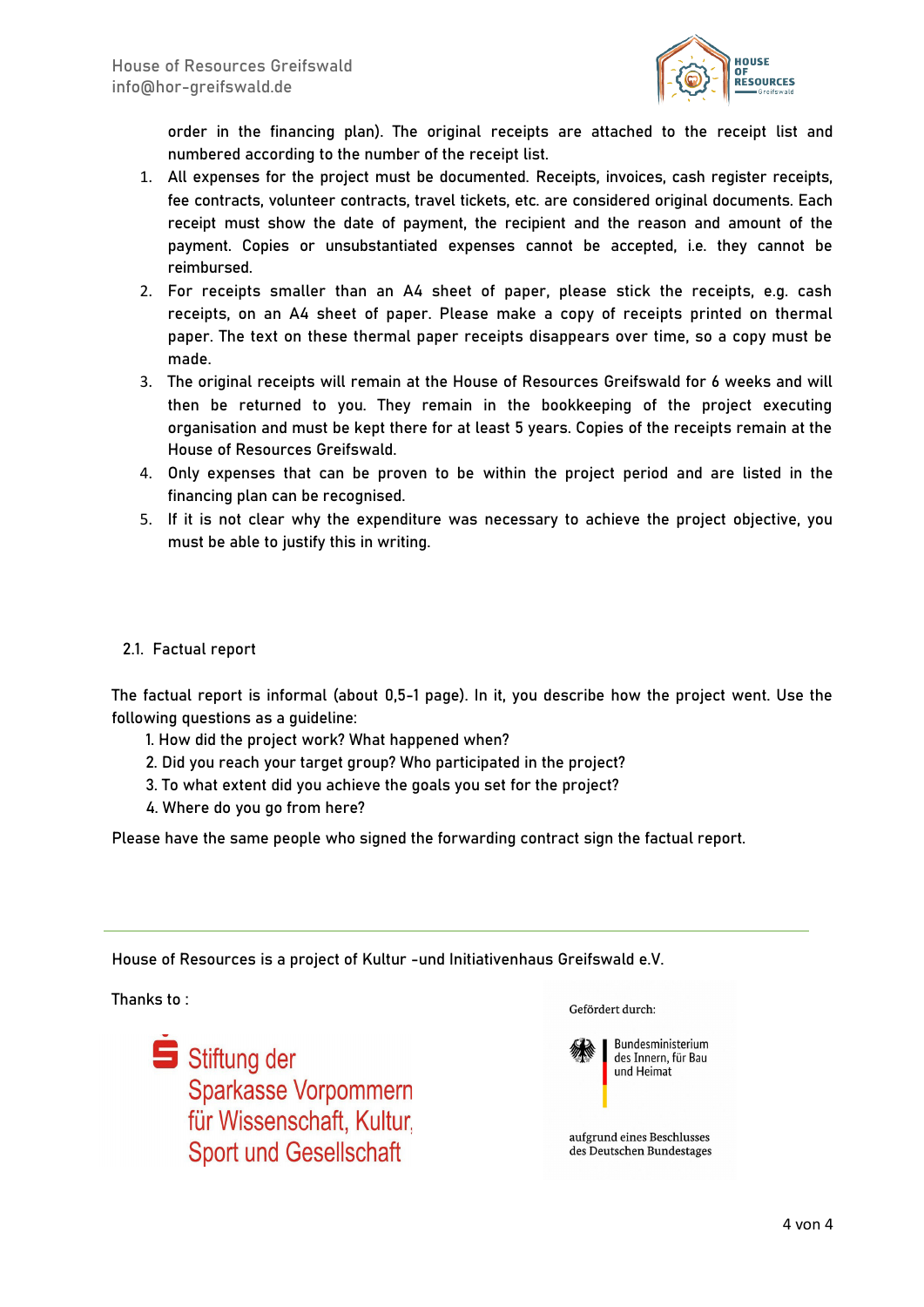order in the financing plan). The original receipts are attached to the receipt list and numbered according to the number of the receipt list.

1. All expenses for the project must be documented. Receipts, invoices, cash register receipts, fee contracts, volunteer contracts, travel tickets, etc. are considered original documents. Each receipt must show the date of payment, the recipient and the reason and amount of the payment. Copies or unsubstantiated expenses cannot be accepted, i.e. they cannot be reimbursed.
2. For receipts smaller than an A4 sheet of paper, please stick the receipts, e.g. cash receipts, on an A4 sheet of paper. Please make a copy of receipts printed on thermal paper. The text on these thermal paper receipts disappears over time, so a copy must be made.
3. The original receipts will remain at the House of Resources Greifswald for 6 weeks and will then be returned to you. They remain in the bookkeeping of the project executing organisation and must be kept there for at least 5 years. Copies of the receipts remain at the House of Resources Greifswald.
4. Only expenses that can be proven to be within the project period and are listed in the financing plan can be recognised.
5. If it is not clear why the expenditure was necessary to achieve the project objective, you must be able to justify this in writing.

## 2.1. Factual report

The factual report is informal (about 0,5-1 page). In it, you describe how the project went. Use the following questions as a guideline:

1. How did the project work? What happened when?
2. Did you reach your target group? Who participated in the project?
3. To what extent did you achieve the goals you set for the project?
4. Where do you go from here?

Please have the same people who signed the forwarding contract sign the factual report.

---

House of Resources is a project of Kultur -und Initiativenhaus Greifswald e.V.

Thanks to :

Stiftung der Sparkasse Vorpommern für Wissenschaft, Kultur, Sport und Gesellschaft

Gefördert durch:

Bundesministerium des Innern, für Bau und Heimat

aufgrund eines Beschlusses des Deutschen Bundestages